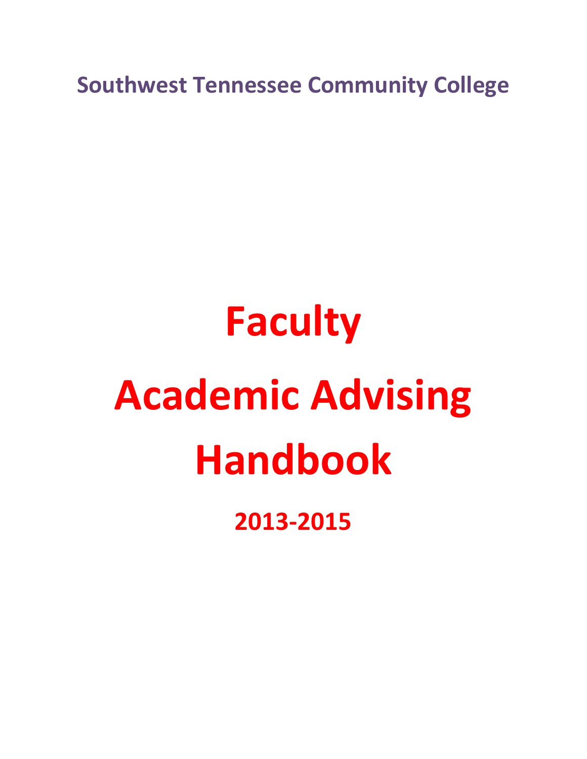**Southwest Tennessee Community College**

# Faculty

# Academic Advising

# Handbook

## 2013-2015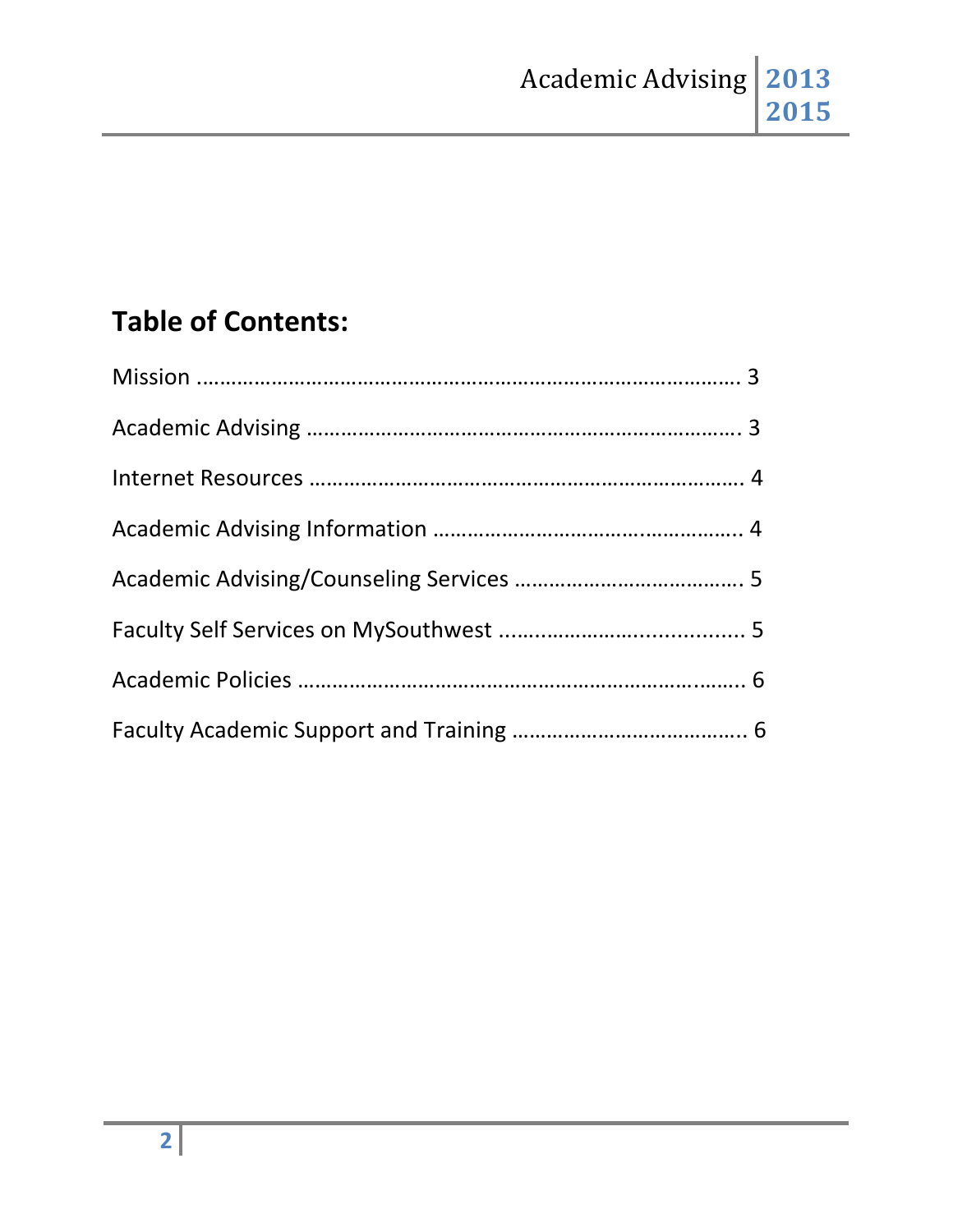## Table of Contents:

Mission …………………………………………………………………………… 3

Academic Advising …………………………………………………………… 3

Internet Resources …………………………………………………………… 4

Academic Advising Information ………………………………………… 4

Academic Advising/Counseling Services …………………………… 5

Faculty Self Services on MySouthwest ....................................... 5

Academic Policies …………………………………………………………… 6

Faculty Academic Support and Training ………………………………. 6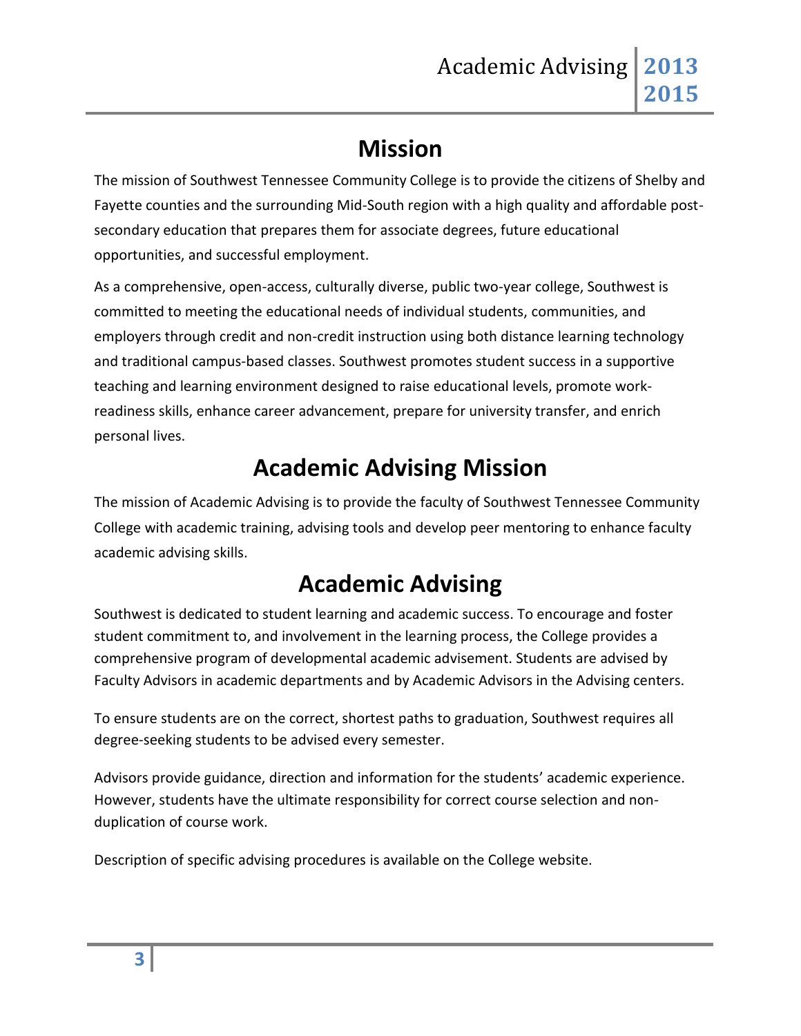# Mission

The mission of Southwest Tennessee Community College is to provide the citizens of Shelby and Fayette counties and the surrounding Mid-South region with a high quality and affordable post-secondary education that prepares them for associate degrees, future educational opportunities, and successful employment.

As a comprehensive, open-access, culturally diverse, public two-year college, Southwest is committed to meeting the educational needs of individual students, communities, and employers through credit and non-credit instruction using both distance learning technology and traditional campus-based classes. Southwest promotes student success in a supportive teaching and learning environment designed to raise educational levels, promote work-readiness skills, enhance career advancement, prepare for university transfer, and enrich personal lives.

# Academic Advising Mission

The mission of Academic Advising is to provide the faculty of Southwest Tennessee Community College with academic training, advising tools and develop peer mentoring to enhance faculty academic advising skills.

# Academic Advising

Southwest is dedicated to student learning and academic success. To encourage and foster student commitment to, and involvement in the learning process, the College provides a comprehensive program of developmental academic advisement. Students are advised by Faculty Advisors in academic departments and by Academic Advisors in the Advising centers.

To ensure students are on the correct, shortest paths to graduation, Southwest requires all degree-seeking students to be advised every semester.

Advisors provide guidance, direction and information for the students' academic experience. However, students have the ultimate responsibility for correct course selection and non-duplication of course work.

Description of specific advising procedures is available on the College website.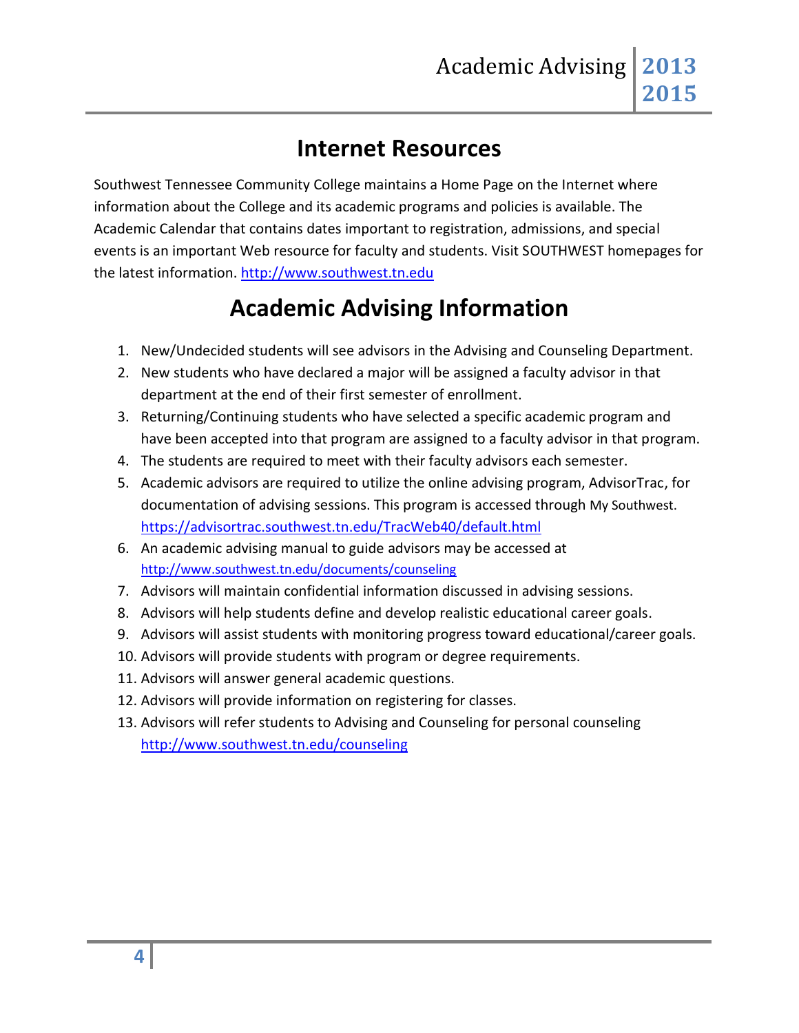# Internet Resources

Southwest Tennessee Community College maintains a Home Page on the Internet where information about the College and its academic programs and policies is available. The Academic Calendar that contains dates important to registration, admissions, and special events is an important Web resource for faculty and students. Visit SOUTHWEST homepages for the latest information. http://www.southwest.tn.edu

# Academic Advising Information

1. New/Undecided students will see advisors in the Advising and Counseling Department.
2. New students who have declared a major will be assigned a faculty advisor in that department at the end of their first semester of enrollment.
3. Returning/Continuing students who have selected a specific academic program and have been accepted into that program are assigned to a faculty advisor in that program.
4. The students are required to meet with their faculty advisors each semester.
5. Academic advisors are required to utilize the online advising program, AdvisorTrac, for documentation of advising sessions. This program is accessed through My Southwest. https://advisortrac.southwest.tn.edu/TracWeb40/default.html
6. An academic advising manual to guide advisors may be accessed at http://www.southwest.tn.edu/documents/counseling
7. Advisors will maintain confidential information discussed in advising sessions.
8. Advisors will help students define and develop realistic educational career goals.
9. Advisors will assist students with monitoring progress toward educational/career goals.
10. Advisors will provide students with program or degree requirements.
11. Advisors will answer general academic questions.
12. Advisors will provide information on registering for classes.
13. Advisors will refer students to Advising and Counseling for personal counseling http://www.southwest.tn.edu/counseling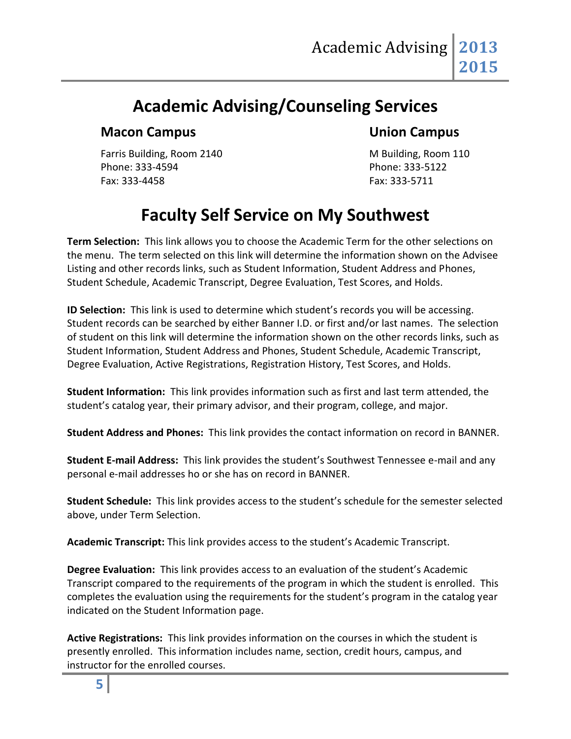# Academic Advising/Counseling Services

## Macon Campus

Farris Building, Room 2140
Phone: 333-4594
Fax: 333-4458

## Union Campus

M Building, Room 110
Phone: 333-5122
Fax: 333-5711

# Faculty Self Service on My Southwest

**Term Selection:** This link allows you to choose the Academic Term for the other selections on the menu. The term selected on this link will determine the information shown on the Advisee Listing and other records links, such as Student Information, Student Address and Phones, Student Schedule, Academic Transcript, Degree Evaluation, Test Scores, and Holds.

**ID Selection:** This link is used to determine which student's records you will be accessing. Student records can be searched by either Banner I.D. or first and/or last names. The selection of student on this link will determine the information shown on the other records links, such as Student Information, Student Address and Phones, Student Schedule, Academic Transcript, Degree Evaluation, Active Registrations, Registration History, Test Scores, and Holds.

**Student Information:** This link provides information such as first and last term attended, the student's catalog year, their primary advisor, and their program, college, and major.

**Student Address and Phones:** This link provides the contact information on record in BANNER.

**Student E-mail Address:** This link provides the student's Southwest Tennessee e-mail and any personal e-mail addresses ho or she has on record in BANNER.

**Student Schedule:** This link provides access to the student's schedule for the semester selected above, under Term Selection.

**Academic Transcript:** This link provides access to the student's Academic Transcript.

**Degree Evaluation:** This link provides access to an evaluation of the student's Academic Transcript compared to the requirements of the program in which the student is enrolled. This completes the evaluation using the requirements for the student's program in the catalog year indicated on the Student Information page.

**Active Registrations:** This link provides information on the courses in which the student is presently enrolled. This information includes name, section, credit hours, campus, and instructor for the enrolled courses.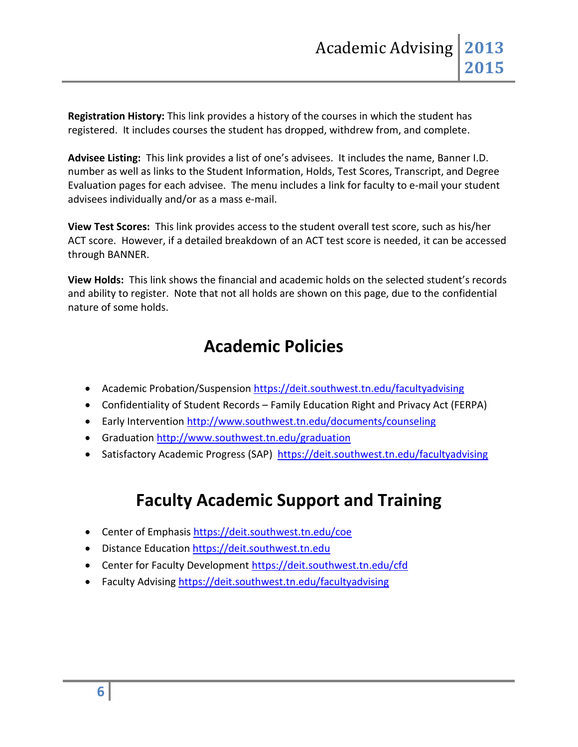**Registration History:** This link provides a history of the courses in which the student has registered. It includes courses the student has dropped, withdrew from, and complete.

**Advisee Listing:** This link provides a list of one's advisees. It includes the name, Banner I.D. number as well as links to the Student Information, Holds, Test Scores, Transcript, and Degree Evaluation pages for each advisee. The menu includes a link for faculty to e-mail your student advisees individually and/or as a mass e-mail.

**View Test Scores:** This link provides access to the student overall test score, such as his/her ACT score. However, if a detailed breakdown of an ACT test score is needed, it can be accessed through BANNER.

**View Holds:** This link shows the financial and academic holds on the selected student's records and ability to register. Note that not all holds are shown on this page, due to the confidential nature of some holds.

## Academic Policies

- Academic Probation/Suspension https://deit.southwest.tn.edu/facultyadvising
- Confidentiality of Student Records – Family Education Right and Privacy Act (FERPA)
- Early Intervention http://www.southwest.tn.edu/documents/counseling
- Graduation http://www.southwest.tn.edu/graduation
- Satisfactory Academic Progress (SAP) https://deit.southwest.tn.edu/facultyadvising

## Faculty Academic Support and Training

- Center of Emphasis https://deit.southwest.tn.edu/coe
- Distance Education https://deit.southwest.tn.edu
- Center for Faculty Development https://deit.southwest.tn.edu/cfd
- Faculty Advising https://deit.southwest.tn.edu/facultyadvising